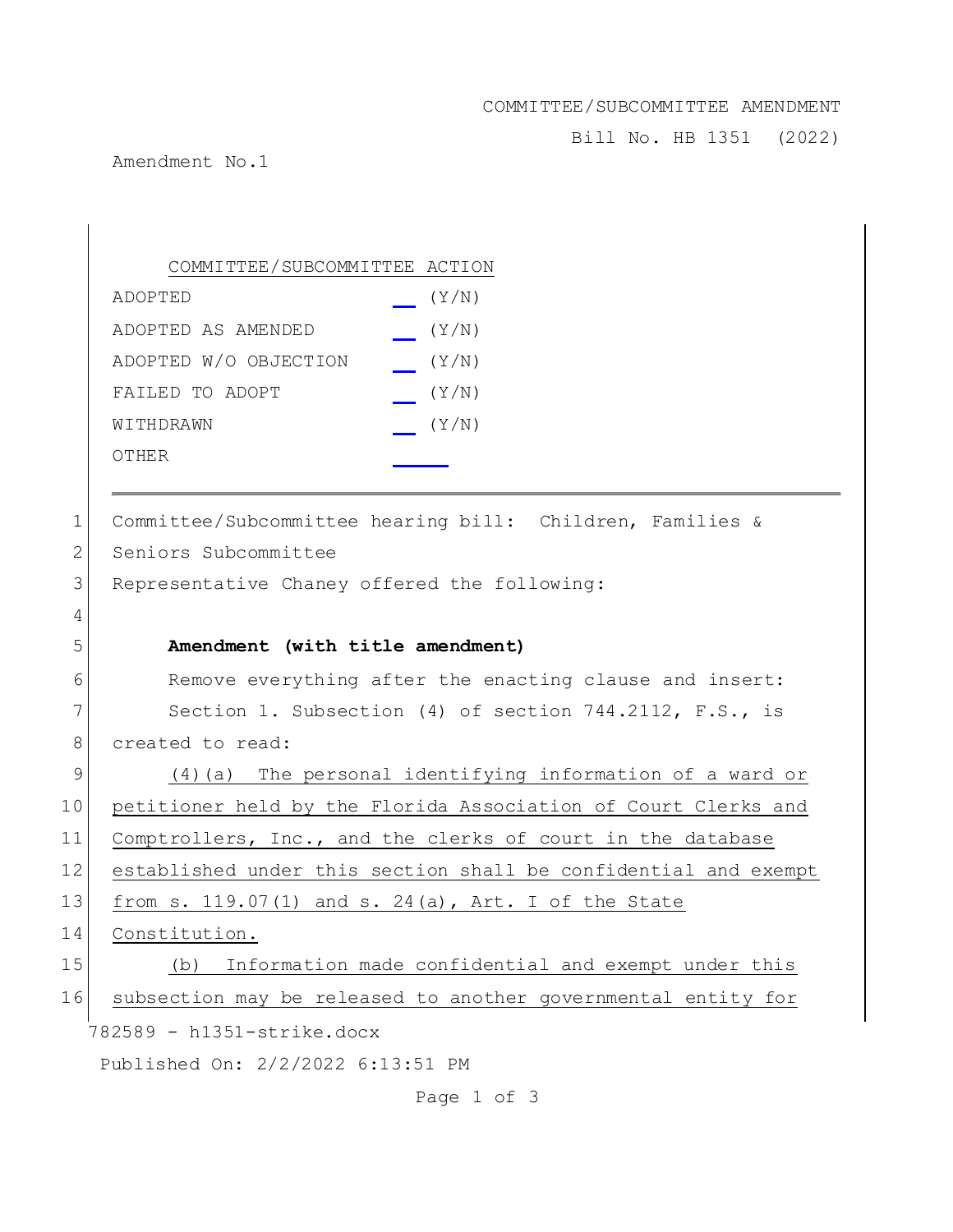COMMITTEE/SUBCOMMITTEE AMENDMENT

Bill No. HB 1351 (2022)

Amendment No.1

| COMMITTEE/SUBCOMMITTEE ACTION | |
|---|---|
| ADOPTED | ___ (Y/N) |
| ADOPTED AS AMENDED | ___ (Y/N) |
| ADOPTED W/O OBJECTION | ___ (Y/N) |
| FAILED TO ADOPT | ___ (Y/N) |
| WITHDRAWN | ___ (Y/N) |
| OTHER | ___ |

---

1 Committee/Subcommittee hearing bill: Children, Families &
2 Seniors Subcommittee
3 Representative Chaney offered the following:
4
5 **Amendment (with title amendment)**
6 Remove everything after the enacting clause and insert:
7 Section 1. Subsection (4) of section 744.2112, F.S., is
8 created to read:
9 (4)(a) The personal identifying information of a ward or
10 petitioner held by the Florida Association of Court Clerks and
11 Comptrollers, Inc., and the clerks of court in the database
12 established under this section shall be confidential and exempt
13 from s. 119.07(1) and s. 24(a), Art. I of the State
14 Constitution.
15 (b) Information made confidential and exempt under this
16 subsection may be released to another governmental entity for

782589 - h1351-strike.docx

Published On: 2/2/2022 6:13:51 PM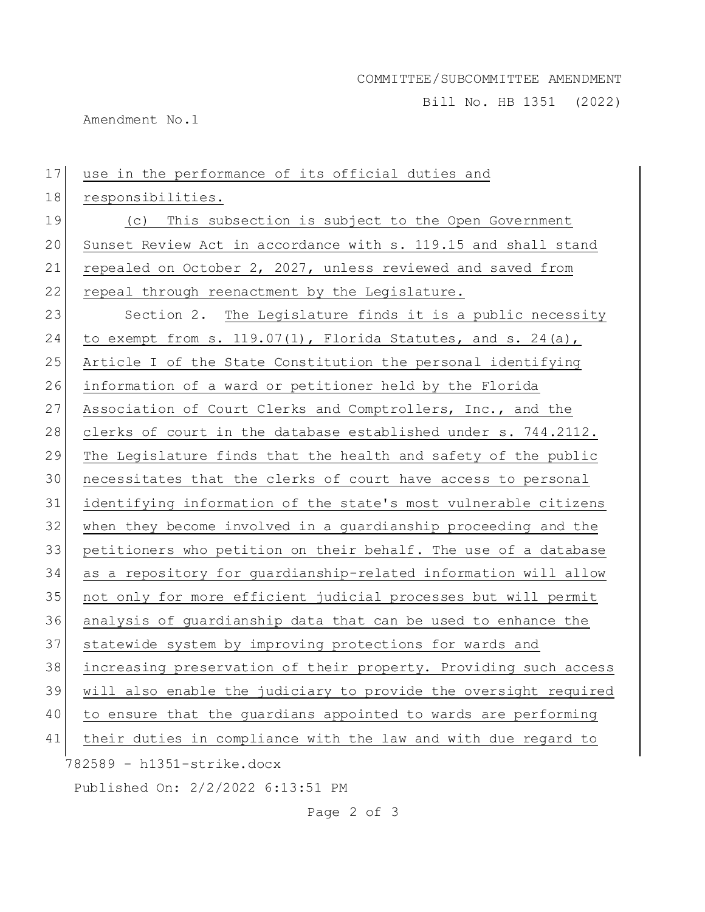use in the performance of its official duties and responsibilities.

(c) This subsection is subject to the Open Government Sunset Review Act in accordance with s. 119.15 and shall stand repealed on October 2, 2027, unless reviewed and saved from repeal through reenactment by the Legislature.

Section 2. The Legislature finds it is a public necessity to exempt from s. 119.07(1), Florida Statutes, and s. 24(a), Article I of the State Constitution the personal identifying information of a ward or petitioner held by the Florida Association of Court Clerks and Comptrollers, Inc., and the clerks of court in the database established under s. 744.2112. The Legislature finds that the health and safety of the public necessitates that the clerks of court have access to personal identifying information of the state's most vulnerable citizens when they become involved in a guardianship proceeding and the petitioners who petition on their behalf. The use of a database as a repository for guardianship-related information will allow not only for more efficient judicial processes but will permit analysis of guardianship data that can be used to enhance the statewide system by improving protections for wards and increasing preservation of their property. Providing such access will also enable the judiciary to provide the oversight required to ensure that the guardians appointed to wards are performing their duties in compliance with the law and with due regard to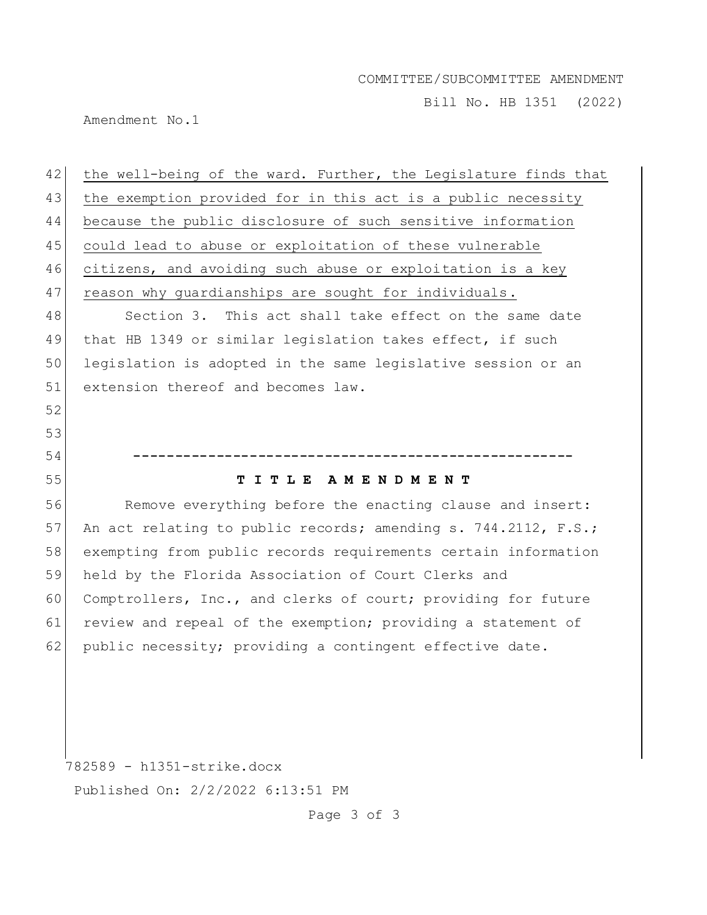the well-being of the ward. Further, the Legislature finds that the exemption provided for in this act is a public necessity because the public disclosure of such sensitive information could lead to abuse or exploitation of these vulnerable citizens, and avoiding such abuse or exploitation is a key reason why guardianships are sought for individuals.

Section 3. This act shall take effect on the same date that HB 1349 or similar legislation takes effect, if such legislation is adopted in the same legislative session or an extension thereof and becomes law.

-----------------------------------------------------

**T I T L E A M E N D M E N T**

Remove everything before the enacting clause and insert: An act relating to public records; amending s. 744.2112, F.S.; exempting from public records requirements certain information held by the Florida Association of Court Clerks and Comptrollers, Inc., and clerks of court; providing for future review and repeal of the exemption; providing a statement of public necessity; providing a contingent effective date.